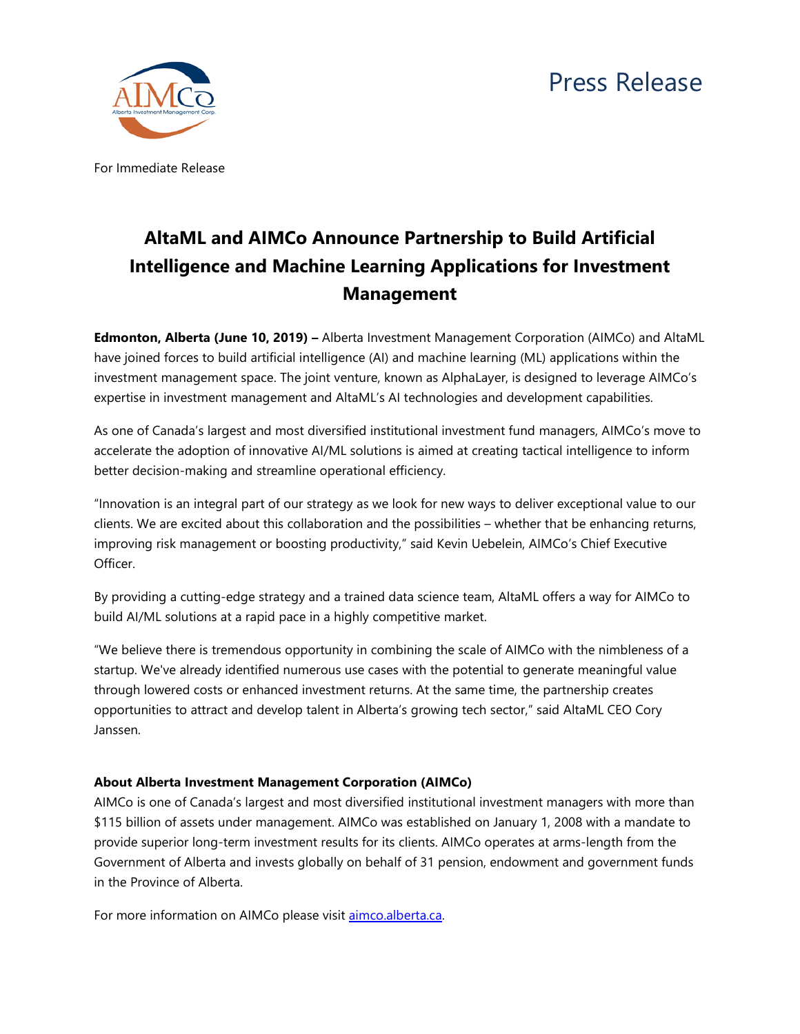Press Release

For Immediate Release

# AltaML and AIMCo Announce Partnership to Build Artificial Intelligence and Machine Learning Applications for Investment Management

**Edmonton, Alberta (June 10, 2019) –** Alberta Investment Management Corporation (AIMCo) and AltaML have joined forces to build artificial intelligence (AI) and machine learning (ML) applications within the investment management space. The joint venture, known as AlphaLayer, is designed to leverage AIMCo's expertise in investment management and AltaML's AI technologies and development capabilities.

As one of Canada's largest and most diversified institutional investment fund managers, AIMCo's move to accelerate the adoption of innovative AI/ML solutions is aimed at creating tactical intelligence to inform better decision-making and streamline operational efficiency.

"Innovation is an integral part of our strategy as we look for new ways to deliver exceptional value to our clients. We are excited about this collaboration and the possibilities – whether that be enhancing returns, improving risk management or boosting productivity," said Kevin Uebelein, AIMCo's Chief Executive Officer.

By providing a cutting-edge strategy and a trained data science team, AltaML offers a way for AIMCo to build AI/ML solutions at a rapid pace in a highly competitive market.

"We believe there is tremendous opportunity in combining the scale of AIMCo with the nimbleness of a startup. We've already identified numerous use cases with the potential to generate meaningful value through lowered costs or enhanced investment returns. At the same time, the partnership creates opportunities to attract and develop talent in Alberta's growing tech sector," said AltaML CEO Cory Janssen.

**About Alberta Investment Management Corporation (AIMCo)**

AIMCo is one of Canada's largest and most diversified institutional investment managers with more than $115 billion of assets under management. AIMCo was established on January 1, 2008 with a mandate to provide superior long-term investment results for its clients. AIMCo operates at arms-length from the Government of Alberta and invests globally on behalf of 31 pension, endowment and government funds in the Province of Alberta.

For more information on AIMCo please visit aimco.alberta.ca.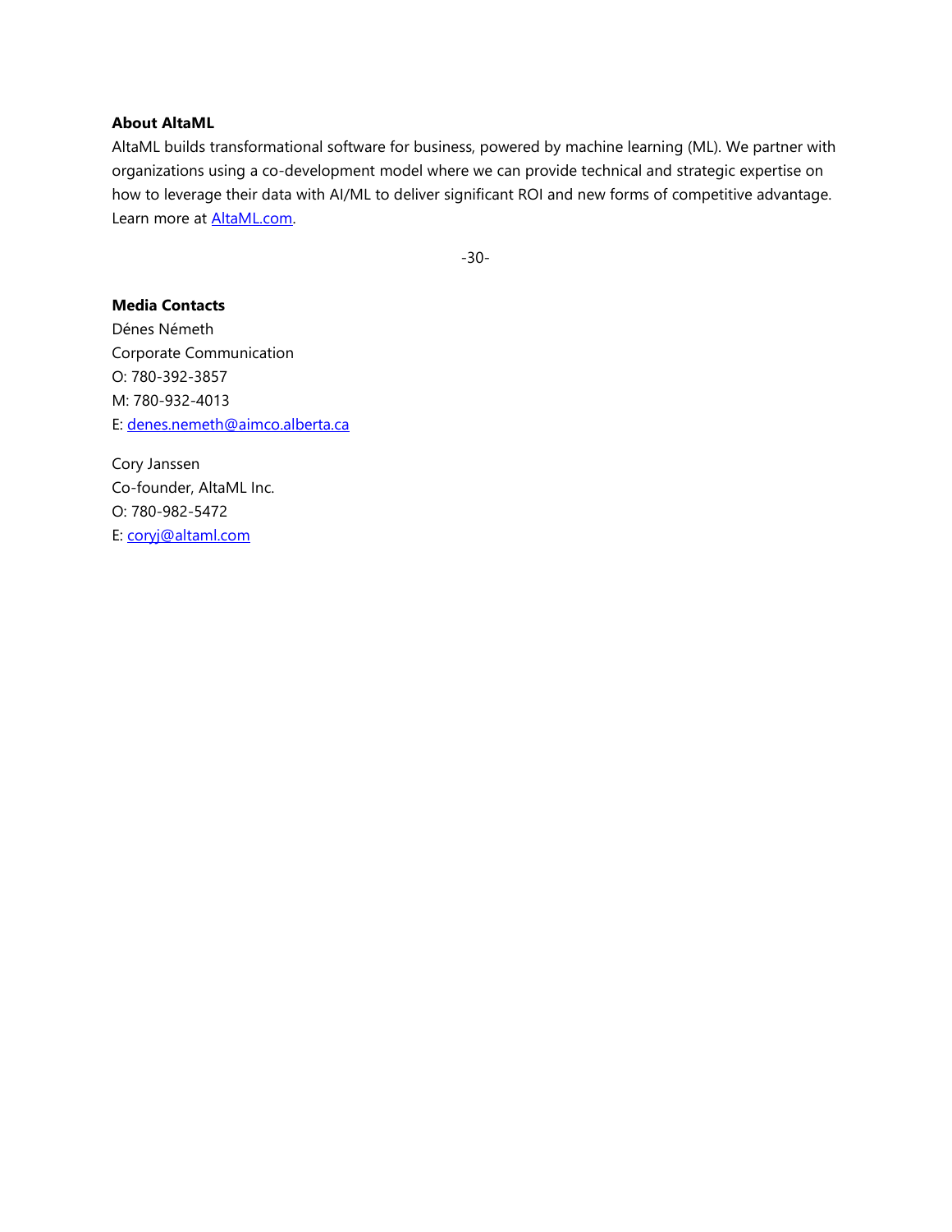**About AltaML**

AltaML builds transformational software for business, powered by machine learning (ML). We partner with organizations using a co-development model where we can provide technical and strategic expertise on how to leverage their data with AI/ML to deliver significant ROI and new forms of competitive advantage. Learn more at AltaML.com.

-30-

**Media Contacts**

Dénes Németh
Corporate Communication
O: 780-392-3857
M: 780-932-4013
E: denes.nemeth@aimco.alberta.ca

Cory Janssen
Co-founder, AltaML Inc.
O: 780-982-5472
E: coryj@altaml.com